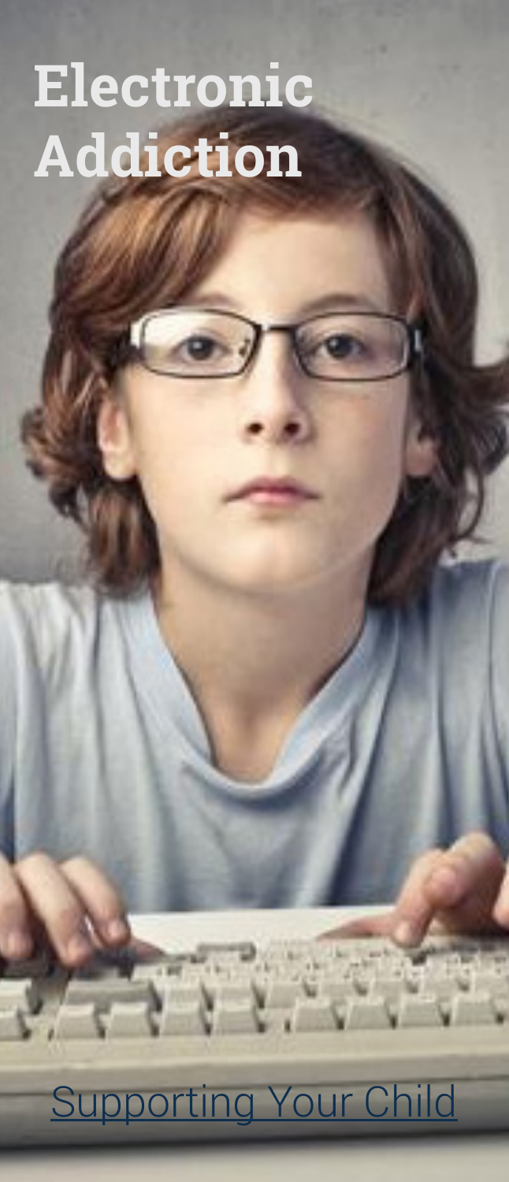# Electronic Addiction

Supporting Your Child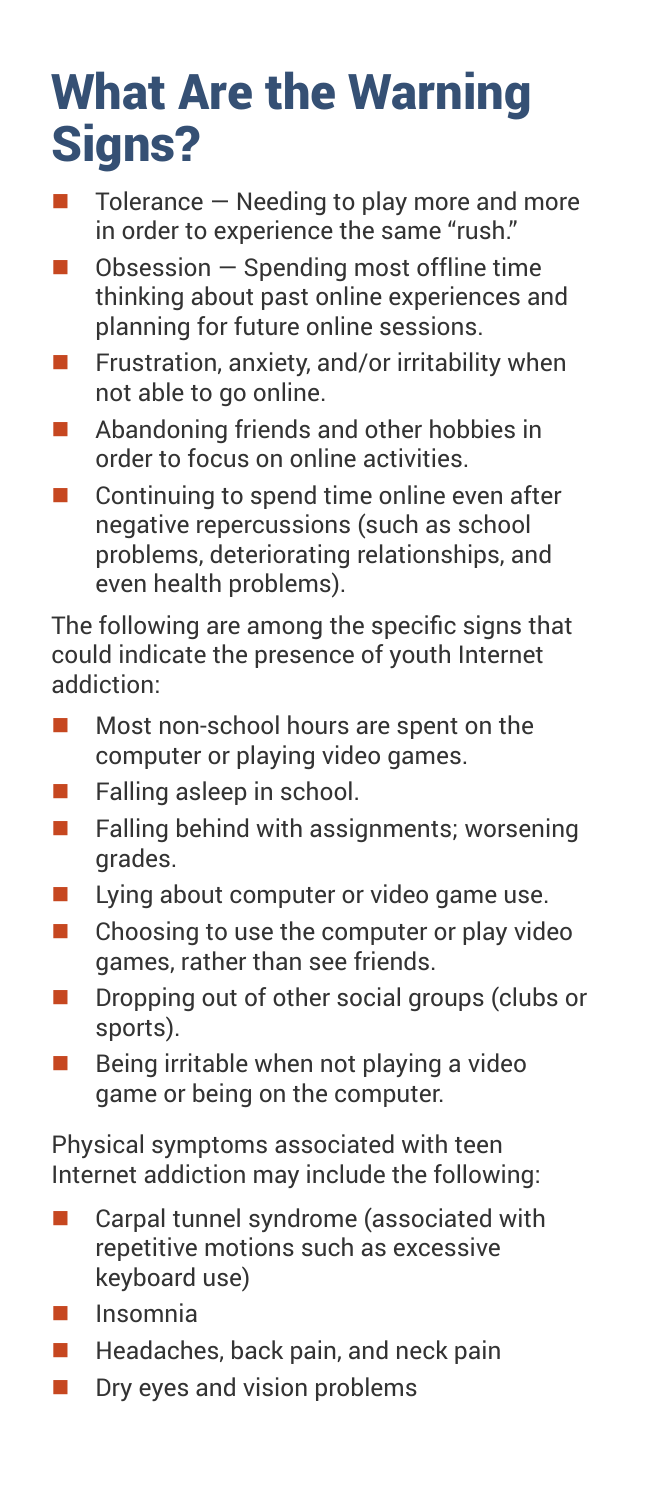# What Are the Warning Signs?

- Tolerance — Needing to play more and more in order to experience the same "rush."
- Obsession — Spending most offline time thinking about past online experiences and planning for future online sessions.
- Frustration, anxiety, and/or irritability when not able to go online.
- Abandoning friends and other hobbies in order to focus on online activities.
- Continuing to spend time online even after negative repercussions (such as school problems, deteriorating relationships, and even health problems).

The following are among the specific signs that could indicate the presence of youth Internet addiction:

- Most non-school hours are spent on the computer or playing video games.
- Falling asleep in school.
- Falling behind with assignments; worsening grades.
- Lying about computer or video game use.
- Choosing to use the computer or play video games, rather than see friends.
- Dropping out of other social groups (clubs or sports).
- Being irritable when not playing a video game or being on the computer.

Physical symptoms associated with teen Internet addiction may include the following:

- Carpal tunnel syndrome (associated with repetitive motions such as excessive keyboard use)
- Insomnia
- Headaches, back pain, and neck pain
- Dry eyes and vision problems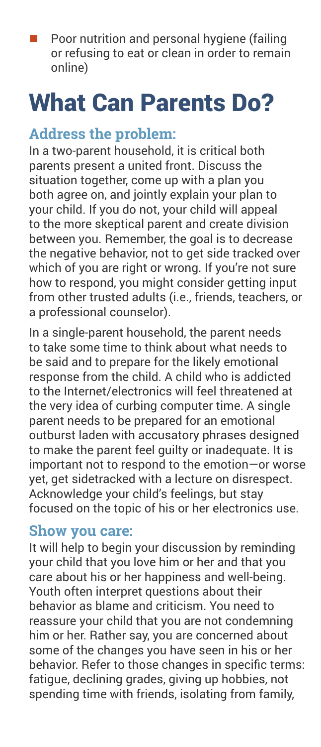- Poor nutrition and personal hygiene (failing or refusing to eat or clean in order to remain online)

# What Can Parents Do?

### Address the problem:

In a two-parent household, it is critical both parents present a united front. Discuss the situation together, come up with a plan you both agree on, and jointly explain your plan to your child. If you do not, your child will appeal to the more skeptical parent and create division between you. Remember, the goal is to decrease the negative behavior, not to get side tracked over which of you are right or wrong. If you're not sure how to respond, you might consider getting input from other trusted adults (i.e., friends, teachers, or a professional counselor).

In a single-parent household, the parent needs to take some time to think about what needs to be said and to prepare for the likely emotional response from the child. A child who is addicted to the Internet/electronics will feel threatened at the very idea of curbing computer time. A single parent needs to be prepared for an emotional outburst laden with accusatory phrases designed to make the parent feel guilty or inadequate. It is important not to respond to the emotion—or worse yet, get sidetracked with a lecture on disrespect. Acknowledge your child's feelings, but stay focused on the topic of his or her electronics use.

### Show you care:

It will help to begin your discussion by reminding your child that you love him or her and that you care about his or her happiness and well-being. Youth often interpret questions about their behavior as blame and criticism. You need to reassure your child that you are not condemning him or her. Rather say, you are concerned about some of the changes you have seen in his or her behavior. Refer to those changes in specific terms: fatigue, declining grades, giving up hobbies, not spending time with friends, isolating from family,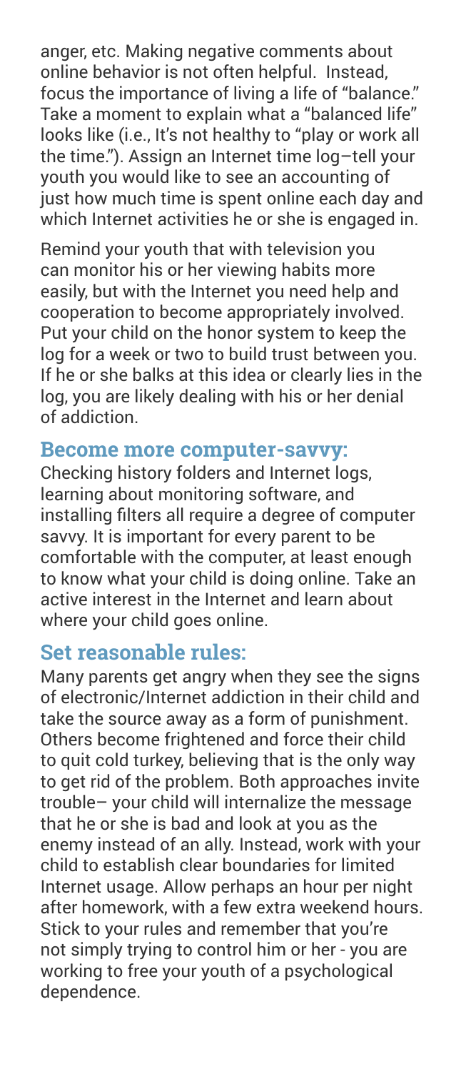anger, etc. Making negative comments about online behavior is not often helpful. Instead, focus the importance of living a life of "balance." Take a moment to explain what a "balanced life" looks like (i.e., It's not healthy to "play or work all the time."). Assign an Internet time log–tell your youth you would like to see an accounting of just how much time is spent online each day and which Internet activities he or she is engaged in.

Remind your youth that with television you can monitor his or her viewing habits more easily, but with the Internet you need help and cooperation to become appropriately involved. Put your child on the honor system to keep the log for a week or two to build trust between you. If he or she balks at this idea or clearly lies in the log, you are likely dealing with his or her denial of addiction.

## Become more computer-savvy:

Checking history folders and Internet logs, learning about monitoring software, and installing filters all require a degree of computer savvy. It is important for every parent to be comfortable with the computer, at least enough to know what your child is doing online. Take an active interest in the Internet and learn about where your child goes online.

## Set reasonable rules:

Many parents get angry when they see the signs of electronic/Internet addiction in their child and take the source away as a form of punishment. Others become frightened and force their child to quit cold turkey, believing that is the only way to get rid of the problem. Both approaches invite trouble– your child will internalize the message that he or she is bad and look at you as the enemy instead of an ally. Instead, work with your child to establish clear boundaries for limited Internet usage. Allow perhaps an hour per night after homework, with a few extra weekend hours. Stick to your rules and remember that you're not simply trying to control him or her - you are working to free your youth of a psychological dependence.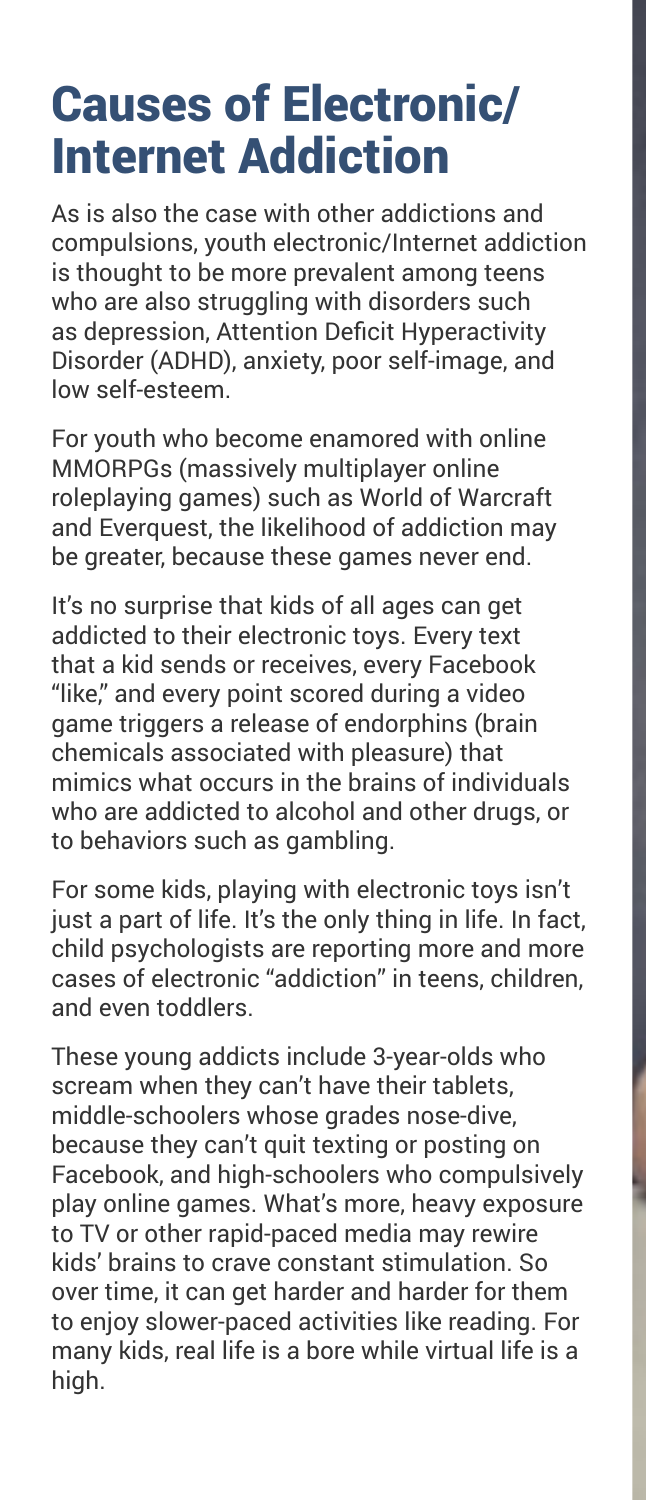# Causes of Electronic/ Internet Addiction

As is also the case with other addictions and compulsions, youth electronic/Internet addiction is thought to be more prevalent among teens who are also struggling with disorders such as depression, Attention Deficit Hyperactivity Disorder (ADHD), anxiety, poor self-image, and low self-esteem.

For youth who become enamored with online MMORPGs (massively multiplayer online roleplaying games) such as World of Warcraft and Everquest, the likelihood of addiction may be greater, because these games never end.

It's no surprise that kids of all ages can get addicted to their electronic toys. Every text that a kid sends or receives, every Facebook "like," and every point scored during a video game triggers a release of endorphins (brain chemicals associated with pleasure) that mimics what occurs in the brains of individuals who are addicted to alcohol and other drugs, or to behaviors such as gambling.

For some kids, playing with electronic toys isn't just a part of life. It's the only thing in life. In fact, child psychologists are reporting more and more cases of electronic "addiction" in teens, children, and even toddlers.

These young addicts include 3-year-olds who scream when they can't have their tablets, middle-schoolers whose grades nose-dive, because they can't quit texting or posting on Facebook, and high-schoolers who compulsively play online games. What's more, heavy exposure to TV or other rapid-paced media may rewire kids' brains to crave constant stimulation. So over time, it can get harder and harder for them to enjoy slower-paced activities like reading. For many kids, real life is a bore while virtual life is a high.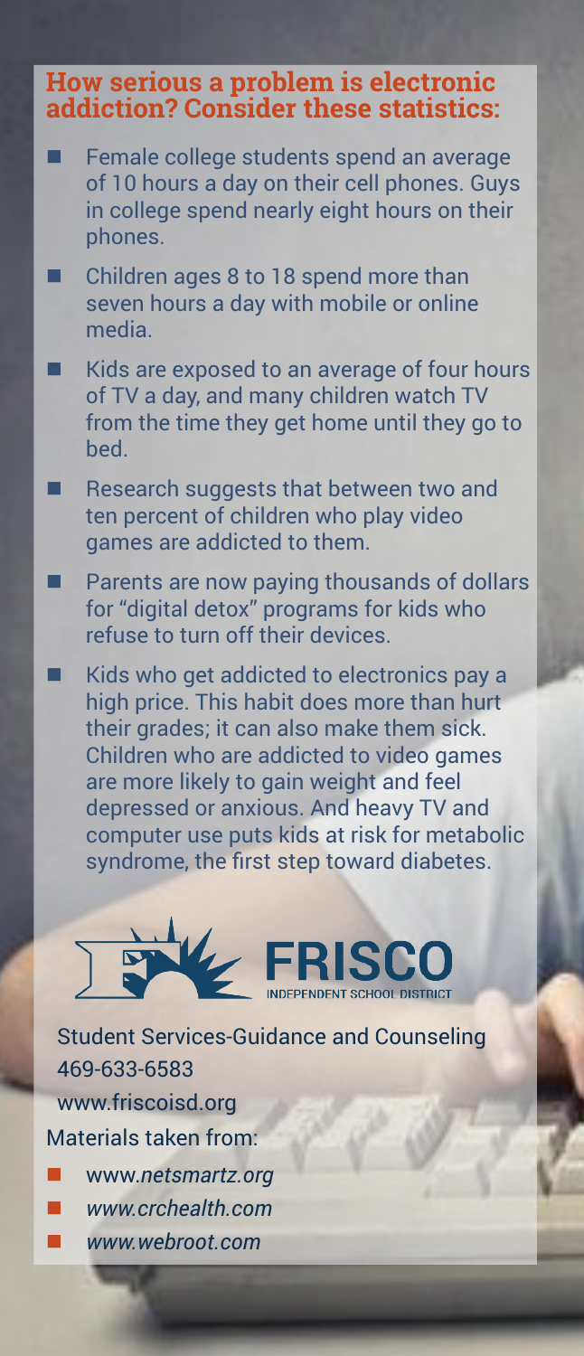## How serious a problem is electronic addiction? Consider these statistics:

- Female college students spend an average of 10 hours a day on their cell phones. Guys in college spend nearly eight hours on their phones.
- Children ages 8 to 18 spend more than seven hours a day with mobile or online media.
- Kids are exposed to an average of four hours of TV a day, and many children watch TV from the time they get home until they go to bed.
- Research suggests that between two and ten percent of children who play video games are addicted to them.
- Parents are now paying thousands of dollars for "digital detox" programs for kids who refuse to turn off their devices.
- Kids who get addicted to electronics pay a high price. This habit does more than hurt their grades; it can also make them sick. Children who are addicted to video games are more likely to gain weight and feel depressed or anxious. And heavy TV and computer use puts kids at risk for metabolic syndrome, the first step toward diabetes.

FRISCO
INDEPENDENT SCHOOL DISTRICT

Student Services-Guidance and Counseling
469-633-6583
www.friscoisd.org

Materials taken from:

- www.*netsmartz.org*
- *www.crchealth.com*
- *www.webroot.com*